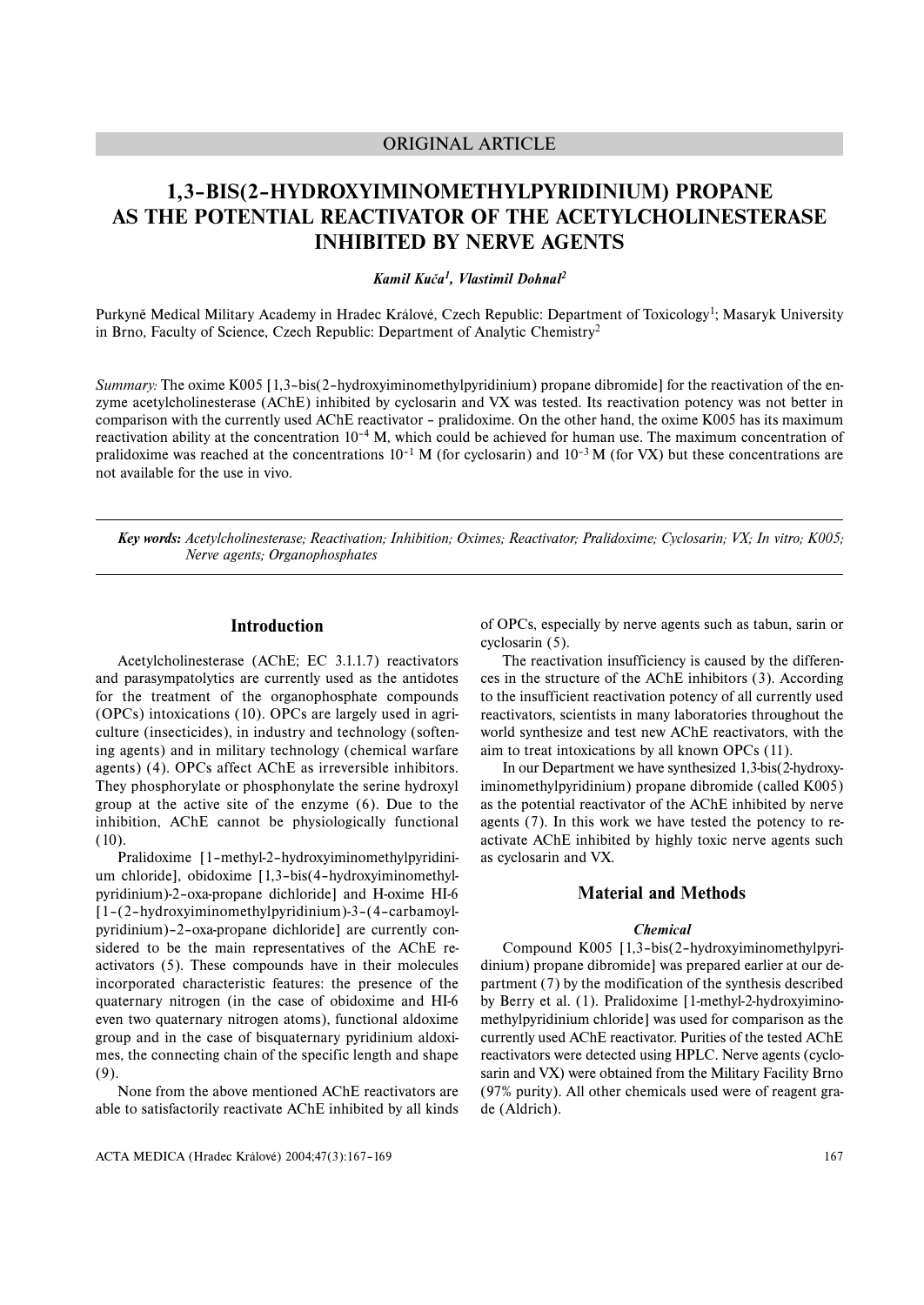ORIGINAL ARTICLE

# 1,3-BIS(2-HYDROXYIMINOMETHYLPYRIDINIUM) PROPANE AS THE POTENTIAL REACTIVATOR OF THE ACETYLCHOLINESTERASE INHIBITED BY NERVE AGENTS

***Kamil Kuča[1], Vlastimil Dohnal[2]***

Purkyně Medical Military Academy in Hradec Králové, Czech Republic: Department of Toxicology[1]; Masaryk University in Brno, Faculty of Science, Czech Republic: Department of Analytic Chemistry[2]

*Summary:* The oxime K005 [1,3-bis(2-hydroxyiminomethylpyridinium) propane dibromide] for the reactivation of the enzyme acetylcholinesterase (AChE) inhibited by cyclosarin and VX was tested. Its reactivation potency was not better in comparison with the currently used AChE reactivator – pralidoxime. On the other hand, the oxime K005 has its maximum reactivation ability at the concentration $10^{-4}$ M, which could be achieved for human use. The maximum concentration of pralidoxime was reached at the concentrations $10^{-1}$ M (for cyclosarin) and $10^{-3}$ M (for VX) but these concentrations are not available for the use in vivo.

***Key words:*** *Acetylcholinesterase; Reactivation; Inhibition; Oximes; Reactivator; Pralidoxime; Cyclosarin; VX; In vitro; K005; Nerve agents; Organophosphates*

## Introduction

Acetylcholinesterase (AChE; EC 3.1.1.7) reactivators and parasympatolytics are currently used as the antidotes for the treatment of the organophosphate compounds (OPCs) intoxications (10). OPCs are largely used in agriculture (insecticides), in industry and technology (softening agents) and in military technology (chemical warfare agents) (4). OPCs affect AChE as irreversible inhibitors. They phosphorylate or phosphonylate the serine hydroxyl group at the active site of the enzyme (6). Due to the inhibition, AChE cannot be physiologically functional (10).

Pralidoxime [1-methyl-2-hydroxyiminomethylpyridinium chloride], obidoxime [1,3-bis(4-hydroxyiminomethylpyridinium)-2-oxa-propane dichloride] and H-oxime HI-6 [1-(2-hydroxyiminomethylpyridinium)-3-(4-carbamoylpyridinium)-2-oxa-propane dichloride] are currently considered to be the main representatives of the AChE reactivators (5). These compounds have in their molecules incorporated characteristic features: the presence of the quaternary nitrogen (in the case of obidoxime and HI-6 even two quaternary nitrogen atoms), functional aldoxime group and in the case of bisquaternary pyridinium aldoximes, the connecting chain of the specific length and shape (9).

None from the above mentioned AChE reactivators are able to satisfactorily reactivate AChE inhibited by all kinds of OPCs, especially by nerve agents such as tabun, sarin or cyclosarin (5).

The reactivation insufficiency is caused by the differences in the structure of the AChE inhibitors (3). According to the insufficient reactivation potency of all currently used reactivators, scientists in many laboratories throughout the world synthesize and test new AChE reactivators, with the aim to treat intoxications by all known OPCs (11).

In our Department we have synthesized 1,3-bis(2-hydroxyiminomethylpyridinium) propane dibromide (called K005) as the potential reactivator of the AChE inhibited by nerve agents (7). In this work we have tested the potency to reactivate AChE inhibited by highly toxic nerve agents such as cyclosarin and VX.

## Material and Methods

### *Chemical*

Compound K005 [1,3-bis(2-hydroxyiminomethylpyridinium) propane dibromide] was prepared earlier at our department (7) by the modification of the synthesis described by Berry et al. (1). Pralidoxime [1-methyl-2-hydroxyiminomethylpyridinium chloride] was used for comparison as the currently used AChE reactivator. Purities of the tested AChE reactivators were detected using HPLC. Nerve agents (cyclosarin and VX) were obtained from the Military Facility Brno (97% purity). All other chemicals used were of reagent grade (Aldrich).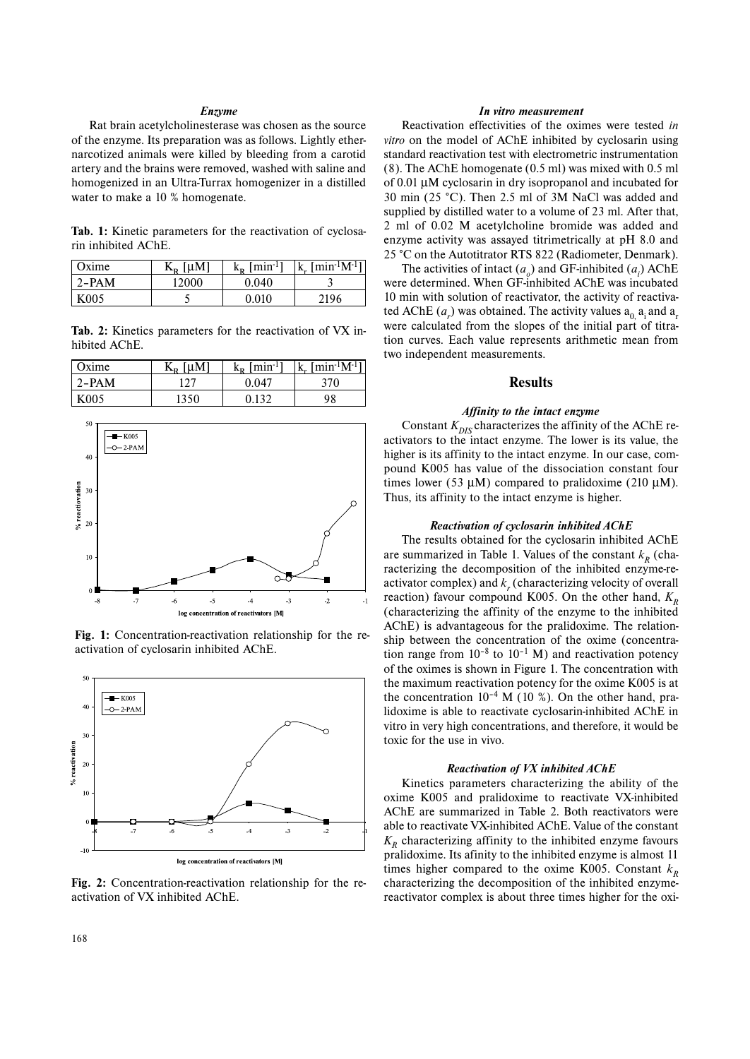### *Enzyme*

Rat brain acetylcholinesterase was chosen as the source of the enzyme. Its preparation was as follows. Lightly ether-narcotized animals were killed by bleeding from a carotid artery and the brains were removed, washed with saline and homogenized in an Ultra-Turrax homogenizer in a distilled water to make a 10 % homogenate.

**Tab. 1:** Kinetic parameters for the reactivation of cyclosarin inhibited AChE.

| Oxime | $K_R$ [μM] | $k_R$ [min$^{-1}$] | $k_r$ [min$^{-1}$M$^{-1}$] |
|---|---|---|---|
| 2–PAM | 12000 | 0.040 | 3 |
| K005 | 5 | 0.010 | 2196 |

**Tab. 2:** Kinetics parameters for the reactivation of VX inhibited AChE.

| Oxime | $K_R$ [μM] | $k_R$ [min$^{-1}$] | $k_r$ [min$^{-1}$M$^{-1}$] |
|---|---|---|---|
| 2–PAM | 127 | 0.047 | 370 |
| K005 | 1350 | 0.132 | 98 |

**Fig. 1:** Concentration-reactivation relationship for the reactivation of cyclosarin inhibited AChE.

**Fig. 2:** Concentration-reactivation relationship for the reactivation of VX inhibited AChE.

### *In vitro measurement*

Reactivation effectivities of the oximes were tested *in vitro* on the model of AChE inhibited by cyclosarin using standard reactivation test with electrometric instrumentation (8). The AChE homogenate (0.5 ml) was mixed with 0.5 ml of 0.01 μM cyclosarin in dry isopropanol and incubated for 30 min (25 °C). Then 2.5 ml of 3M NaCl was added and supplied by distilled water to a volume of 23 ml. After that, 2 ml of 0.02 M acetylcholine bromide was added and enzyme activity was assayed titrimetrically at pH 8.0 and 25 °C on the Autotitrator RTS 822 (Radiometer, Denmark).

The activities of intact ($a_o$) and GF-inhibited ($a_i$) AChE were determined. When GF-inhibited AChE was incubated 10 min with solution of reactivator, the activity of reactivated AChE ($a_r$) was obtained. The activity values $a_0$, $a_i$ and $a_r$ were calculated from the slopes of the initial part of titration curves. Each value represents arithmetic mean from two independent measurements.

## Results

### *Affinity to the intact enzyme*

Constant $K_{DIS}$ characterizes the affinity of the AChE reactivators to the intact enzyme. The lower is its value, the higher is its affinity to the intact enzyme. In our case, compound K005 has value of the dissociation constant four times lower (53 μM) compared to pralidoxime (210 μM). Thus, its affinity to the intact enzyme is higher.

### *Reactivation of cyclosarin inhibited AChE*

The results obtained for the cyclosarin inhibited AChE are summarized in Table 1. Values of the constant $k_R$ (characterizing the decomposition of the inhibited enzyme-reactivator complex) and $k_r$ (characterizing velocity of overall reaction) favour compound K005. On the other hand, $K_R$ (characterizing the affinity of the enzyme to the inhibited AChE) is advantageous for the pralidoxime. The relationship between the concentration of the oxime (concentration range from $10^{-8}$ to $10^{-1}$ M) and reactivation potency of the oximes is shown in Figure 1. The concentration with the maximum reactivation potency for the oxime K005 is at the concentration $10^{-4}$ M (10 %). On the other hand, pralidoxime is able to reactivate cyclosarin-inhibited AChE in vitro in very high concentrations, and therefore, it would be toxic for the use in vivo.

### *Reactivation of VX inhibited AChE*

Kinetics parameters characterizing the ability of the oxime K005 and pralidoxime to reactivate VX-inhibited AChE are summarized in Table 2. Both reactivators were able to reactivate VX-inhibited AChE. Value of the constant $K_R$ characterizing affinity to the inhibited enzyme favours pralidoxime. Its afinity to the inhibited enzyme is almost 11 times higher compared to the oxime K005. Constant $k_R$ characterizing the decomposition of the inhibited enzyme-reactivator complex is about three times higher for the oxi-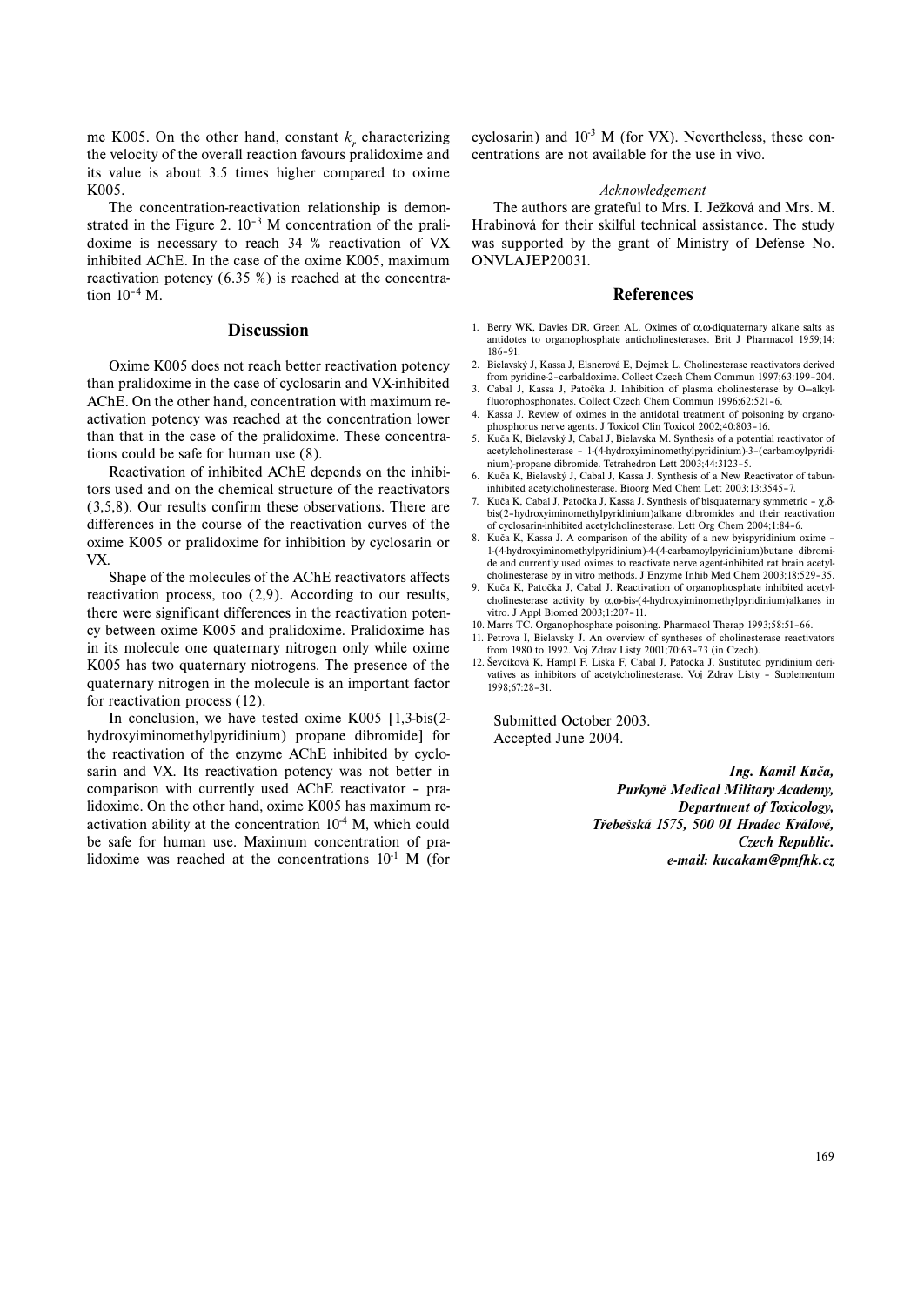me K005. On the other hand, constant $k_r$ characterizing the velocity of the overall reaction favours pralidoxime and its value is about 3.5 times higher compared to oxime K005.

The concentration-reactivation relationship is demonstrated in the Figure 2. $10^{-3}$ M concentration of the pralidoxime is necessary to reach 34 % reactivation of VX inhibited AChE. In the case of the oxime K005, maximum reactivation potency (6.35 %) is reached at the concentration $10^{-4}$ M.

## Discussion

Oxime K005 does not reach better reactivation potency than pralidoxime in the case of cyclosarin and VX-inhibited AChE. On the other hand, concentration with maximum reactivation potency was reached at the concentration lower than that in the case of the pralidoxime. These concentrations could be safe for human use (8).

Reactivation of inhibited AChE depends on the inhibitors used and on the chemical structure of the reactivators (3,5,8). Our results confirm these observations. There are differences in the course of the reactivation curves of the oxime K005 or pralidoxime for inhibition by cyclosarin or VX.

Shape of the molecules of the AChE reactivators affects reactivation process, too (2,9). According to our results, there were significant differences in the reactivation potency between oxime K005 and pralidoxime. Pralidoxime has in its molecule one quaternary nitrogen only while oxime K005 has two quaternary niotrogens. The presence of the quaternary nitrogen in the molecule is an important factor for reactivation process (12).

In conclusion, we have tested oxime K005 [1,3-bis(2-hydroxyiminomethylpyridinium) propane dibromide] for the reactivation of the enzyme AChE inhibited by cyclosarin and VX. Its reactivation potency was not better in comparison with currently used AChE reactivator – pralidoxime. On the other hand, oxime K005 has maximum reactivation ability at the concentration $10^{-4}$ M, which could be safe for human use. Maximum concentration of pralidoxime was reached at the concentrations $10^{-1}$ M (for cyclosarin) and $10^{-3}$ M (for VX). Nevertheless, these concentrations are not available for the use in vivo.

*Acknowledgement*

The authors are grateful to Mrs. I. Ježková and Mrs. M. Hrabinová for their skilful technical assistance. The study was supported by the grant of Ministry of Defense No. ONVLAJEP20031.

## References

1. Berry WK, Davies DR, Green AL. Oximes of α,ω-diquaternary alkane salts as antidotes to organophosphate anticholinesterases. Brit J Pharmacol 1959;14:186–91.
2. Bielavský J, Kassa J, Elsnerová E, Dejmek L. Cholinesterase reactivators derived from pyridine-2-carbaldoxime. Collect Czech Chem Commun 1997;63:199–204.
3. Cabal J, Kassa J, Patočka J. Inhibition of plasma cholinesterase by O–alkylfluorophosphonates. Collect Czech Chem Commun 1996;62:521–6.
4. Kassa J. Review of oximes in the antidotal treatment of poisoning by organophosphorus nerve agents. J Toxicol Clin Toxicol 2002;40:803–16.
5. Kuča K, Bielavský J, Cabal J, Bielavska M. Synthesis of a potential reactivator of acetylcholinesterase – 1-(4-hydroxyiminomethylpyridinium)-3-(carbamoylpyridinium)-propane dibromide. Tetrahedron Lett 2003;44:3123–5.
6. Kuča K, Bielavský J, Cabal J, Kassa J. Synthesis of a New Reactivator of tabun-inhibited acetylcholinesterase. Bioorg Med Chem Lett 2003;13:3545–7.
7. Kuča K, Cabal J, Patočka J, Kassa J. Synthesis of bisquaternary symmetric – χ,δ-bis(2-hydroxyiminomethylpyridinium)alkane dibromides and their reactivation of cyclosarin-inhibited acetylcholinesterase. Lett Org Chem 2004;1:84–6.
8. Kuča K, Kassa J. A comparison of the ability of a new byispyridinium oxime – 1-(4-hydroxyiminomethylpyridinium)-4-(4-carbamoylpyridinium)butane dibromide and currently used oximes to reactivate nerve agent-inhibited rat brain acetylcholinesterase by in vitro methods. J Enzyme Inhib Med Chem 2003;18:529–35.
9. Kuča K, Patočka J, Cabal J. Reactivation of organophosphate inhibited acetylcholinesterase activity by α,ω-bis-(4-hydroxyiminomethylpyridinium)alkanes in vitro. J Appl Biomed 2003;1:207–11.
10. Marrs TC. Organophosphate poisoning. Pharmacol Therap 1993;58:51–66.
11. Petrova I, Bielavský J. An overview of syntheses of cholinesterase reactivators from 1980 to 1992. Voj Zdrav Listy 2001;70:63–73 (in Czech).
12. Ševčíková K, Hampl F, Liška F, Cabal J, Patočka J. Sustituted pyridinium derivatives as inhibitors of acetylcholinesterase. Voj Zdrav Listy – Suplementum 1998;67:28–31.

Submitted October 2003.
Accepted June 2004.

***Ing. Kamil Kuča,***
***Purkyně Medical Military Academy,***
***Department of Toxicology,***
***Třebešská 1575, 500 01 Hradec Králové,***
***Czech Republic.***
***e-mail: kucakam@pmfhk.cz***